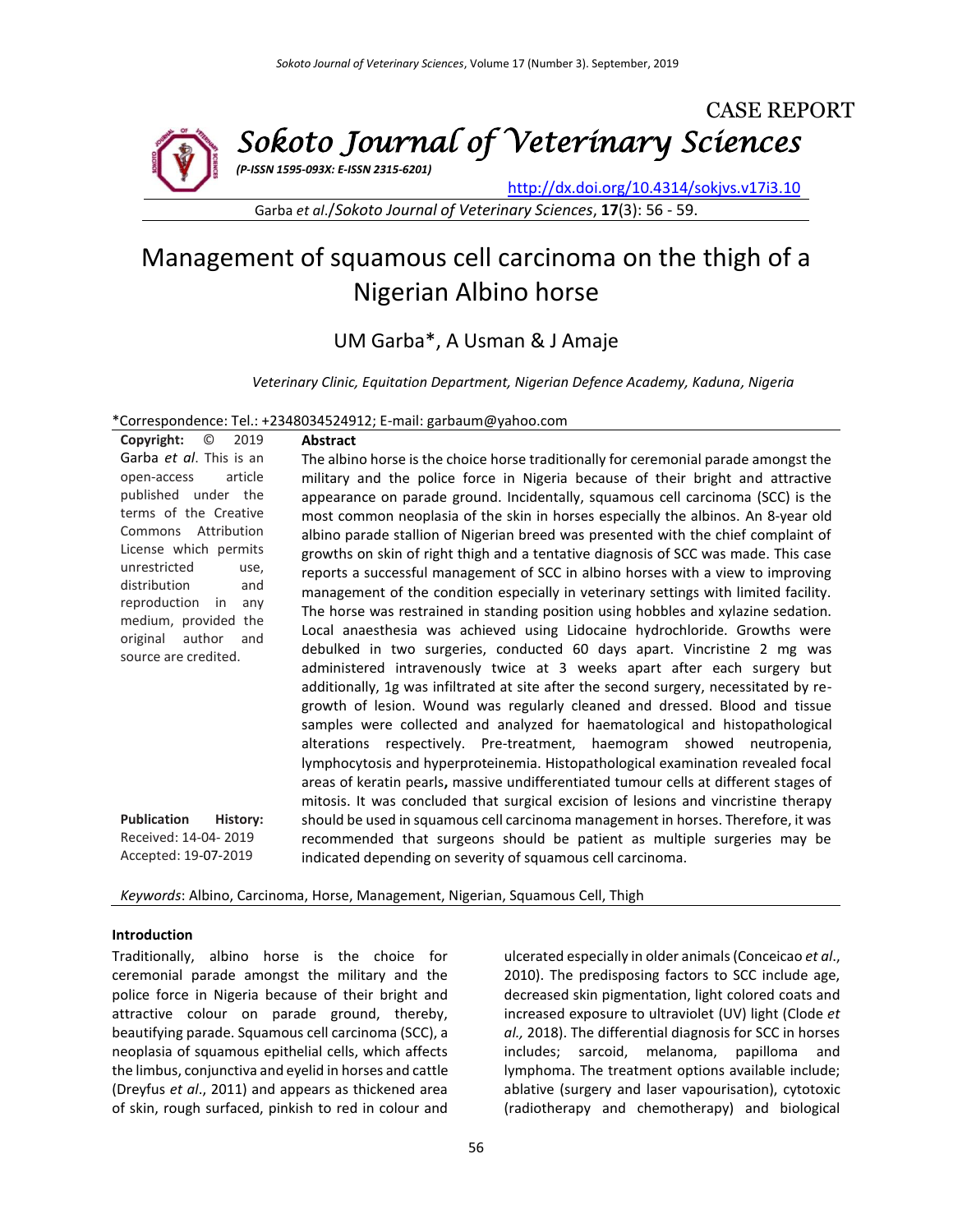CASE REPORT

**Sokoto Journal of Veterinary Sciences**

*(P-ISSN 1595-093X: E-ISSN 2315-6201)*

http://dx.doi.org/10.4314/sokjvs.v17i3.10

Garba *et al*./*Sokoto Journal of Veterinary Sciences*, **17**(3): 56 - 59.

# Management of squamous cell carcinoma on the thigh of a Nigerian Albino horse

UM Garba*, A Usman & J Amaje

*Veterinary Clinic, Equitation Department, Nigerian Defence Academy, Kaduna, Nigeria*

*Correspondence: Tel.: +2348034524912; E-mail: garbaum@yahoo.com

**Copyright:** © 2019 Garba *et al*. This is an open-access article published under the terms of the Creative Commons Attribution License which permits unrestricted use, distribution and reproduction in any medium, provided the original author and source are credited.

**Publication History:**
Received: 14-04- 2019
Accepted: 19-07-2019

## Abstract

The albino horse is the choice horse traditionally for ceremonial parade amongst the military and the police force in Nigeria because of their bright and attractive appearance on parade ground. Incidentally, squamous cell carcinoma (SCC) is the most common neoplasia of the skin in horses especially the albinos. An 8-year old albino parade stallion of Nigerian breed was presented with the chief complaint of growths on skin of right thigh and a tentative diagnosis of SCC was made. This case reports a successful management of SCC in albino horses with a view to improving management of the condition especially in veterinary settings with limited facility. The horse was restrained in standing position using hobbles and xylazine sedation. Local anaesthesia was achieved using Lidocaine hydrochloride. Growths were debulked in two surgeries, conducted 60 days apart. Vincristine 2 mg was administered intravenously twice at 3 weeks apart after each surgery but additionally, 1g was infiltrated at site after the second surgery, necessitated by re-growth of lesion. Wound was regularly cleaned and dressed. Blood and tissue samples were collected and analyzed for haematological and histopathological alterations respectively. Pre-treatment, haemogram showed neutropenia, lymphocytosis and hyperproteinemia. Histopathological examination revealed focal areas of keratin pearls**,** massive undifferentiated tumour cells at different stages of mitosis. It was concluded that surgical excision of lesions and vincristine therapy should be used in squamous cell carcinoma management in horses. Therefore, it was recommended that surgeons should be patient as multiple surgeries may be indicated depending on severity of squamous cell carcinoma.

*Keywords*: Albino, Carcinoma, Horse, Management, Nigerian, Squamous Cell, Thigh

## Introduction

Traditionally, albino horse is the choice for ceremonial parade amongst the military and the police force in Nigeria because of their bright and attractive colour on parade ground, thereby, beautifying parade. Squamous cell carcinoma (SCC), a neoplasia of squamous epithelial cells, which affects the limbus, conjunctiva and eyelid in horses and cattle (Dreyfus *et al*., 2011) and appears as thickened area of skin, rough surfaced, pinkish to red in colour and ulcerated especially in older animals (Conceicao *et al*., 2010). The predisposing factors to SCC include age, decreased skin pigmentation, light colored coats and increased exposure to ultraviolet (UV) light (Clode *et al.,* 2018). The differential diagnosis for SCC in horses includes; sarcoid, melanoma, papilloma and lymphoma. The treatment options available include; ablative (surgery and laser vapourisation), cytotoxic (radiotherapy and chemotherapy) and biological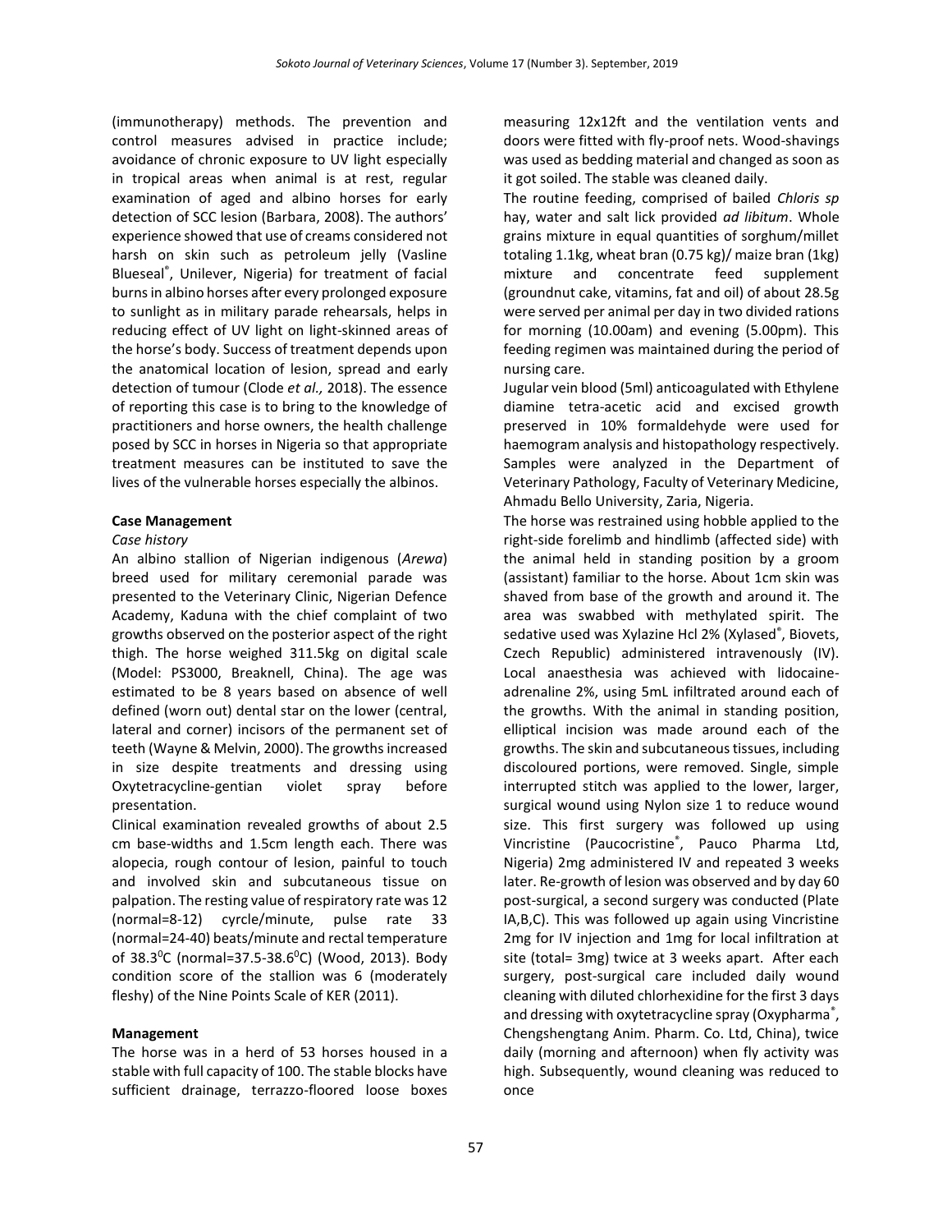(immunotherapy) methods. The prevention and control measures advised in practice include; avoidance of chronic exposure to UV light especially in tropical areas when animal is at rest, regular examination of aged and albino horses for early detection of SCC lesion (Barbara, 2008). The authors' experience showed that use of creams considered not harsh on skin such as petroleum jelly (Vasline Blueseal®, Unilever, Nigeria) for treatment of facial burns in albino horses after every prolonged exposure to sunlight as in military parade rehearsals, helps in reducing effect of UV light on light-skinned areas of the horse's body. Success of treatment depends upon the anatomical location of lesion, spread and early detection of tumour (Clode *et al.,* 2018). The essence of reporting this case is to bring to the knowledge of practitioners and horse owners, the health challenge posed by SCC in horses in Nigeria so that appropriate treatment measures can be instituted to save the lives of the vulnerable horses especially the albinos.

**Case Management**

*Case history*

An albino stallion of Nigerian indigenous (*Arewa*) breed used for military ceremonial parade was presented to the Veterinary Clinic, Nigerian Defence Academy, Kaduna with the chief complaint of two growths observed on the posterior aspect of the right thigh. The horse weighed 311.5kg on digital scale (Model: PS3000, Breaknell, China). The age was estimated to be 8 years based on absence of well defined (worn out) dental star on the lower (central, lateral and corner) incisors of the permanent set of teeth (Wayne & Melvin, 2000). The growths increased in size despite treatments and dressing using Oxytetracycline-gentian violet spray before presentation.

Clinical examination revealed growths of about 2.5 cm base-widths and 1.5cm length each. There was alopecia, rough contour of lesion, painful to touch and involved skin and subcutaneous tissue on palpation. The resting value of respiratory rate was 12 (normal=8-12) cyrcle/minute, pulse rate 33 (normal=24-40) beats/minute and rectal temperature of 38.3$^0$C (normal=37.5-38.6$^0$C) (Wood, 2013). Body condition score of the stallion was 6 (moderately fleshy) of the Nine Points Scale of KER (2011).

**Management**

The horse was in a herd of 53 horses housed in a stable with full capacity of 100. The stable blocks have sufficient drainage, terrazzo-floored loose boxes measuring 12x12ft and the ventilation vents and doors were fitted with fly-proof nets. Wood-shavings was used as bedding material and changed as soon as it got soiled. The stable was cleaned daily.

The routine feeding, comprised of bailed *Chloris sp* hay, water and salt lick provided *ad libitum*. Whole grains mixture in equal quantities of sorghum/millet totaling 1.1kg, wheat bran (0.75 kg)/ maize bran (1kg) mixture and concentrate feed supplement (groundnut cake, vitamins, fat and oil) of about 28.5g were served per animal per day in two divided rations for morning (10.00am) and evening (5.00pm). This feeding regimen was maintained during the period of nursing care.

Jugular vein blood (5ml) anticoagulated with Ethylene diamine tetra-acetic acid and excised growth preserved in 10% formaldehyde were used for haemogram analysis and histopathology respectively. Samples were analyzed in the Department of Veterinary Pathology, Faculty of Veterinary Medicine, Ahmadu Bello University, Zaria, Nigeria.

The horse was restrained using hobble applied to the right-side forelimb and hindlimb (affected side) with the animal held in standing position by a groom (assistant) familiar to the horse. About 1cm skin was shaved from base of the growth and around it. The area was swabbed with methylated spirit. The sedative used was Xylazine Hcl 2% (Xylased®, Biovets, Czech Republic) administered intravenously (IV). Local anaesthesia was achieved with lidocaine-adrenaline 2%, using 5mL infiltrated around each of the growths. With the animal in standing position, elliptical incision was made around each of the growths. The skin and subcutaneous tissues, including discoloured portions, were removed. Single, simple interrupted stitch was applied to the lower, larger, surgical wound using Nylon size 1 to reduce wound size. This first surgery was followed up using Vincristine (Paucocristine®, Pauco Pharma Ltd, Nigeria) 2mg administered IV and repeated 3 weeks later. Re-growth of lesion was observed and by day 60 post-surgical, a second surgery was conducted (Plate IA,B,C). This was followed up again using Vincristine 2mg for IV injection and 1mg for local infiltration at site (total= 3mg) twice at 3 weeks apart. After each surgery, post-surgical care included daily wound cleaning with diluted chlorhexidine for the first 3 days and dressing with oxytetracycline spray (Oxypharma®, Chengshengtang Anim. Pharm. Co. Ltd, China), twice daily (morning and afternoon) when fly activity was high. Subsequently, wound cleaning was reduced to once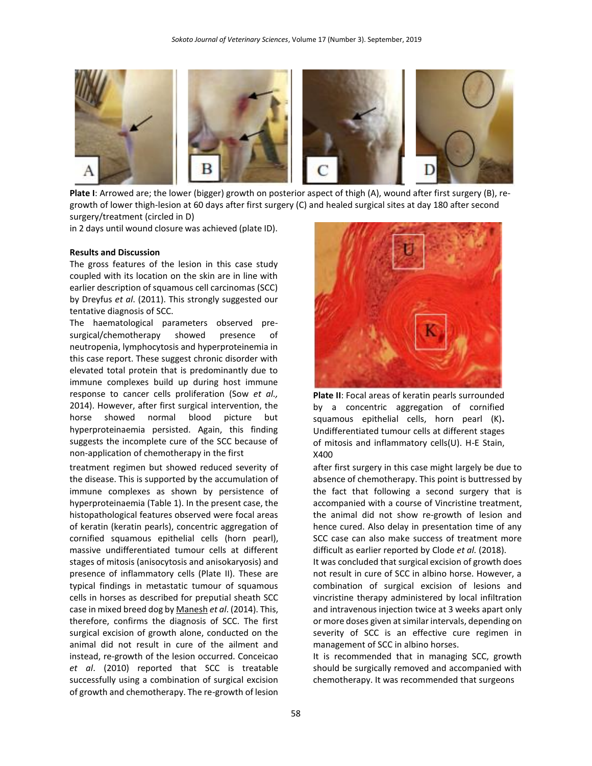**Plate I**: Arrowed are; the lower (bigger) growth on posterior aspect of thigh (A), wound after first surgery (B), re-growth of lower thigh-lesion at 60 days after first surgery (C) and healed surgical sites at day 180 after second surgery/treatment (circled in D)

in 2 days until wound closure was achieved (plate ID).

**Results and Discussion**

The gross features of the lesion in this case study coupled with its location on the skin are in line with earlier description of squamous cell carcinomas (SCC) by Dreyfus *et al*. (2011). This strongly suggested our tentative diagnosis of SCC.

The haematological parameters observed pre-surgical/chemotherapy showed presence of neutropenia, lymphocytosis and hyperproteinemia in this case report. These suggest chronic disorder with elevated total protein that is predominantly due to immune complexes build up during host immune response to cancer cells proliferation (Sow *et al.,* 2014). However, after first surgical intervention, the horse showed normal blood picture but hyperproteinaemia persisted. Again, this finding suggests the incomplete cure of the SCC because of non-application of chemotherapy in the first treatment regimen but showed reduced severity of the disease. This is supported by the accumulation of immune complexes as shown by persistence of hyperproteinaemia (Table 1). In the present case, the histopathological features observed were focal areas of keratin (keratin pearls), concentric aggregation of cornified squamous epithelial cells (horn pearl), massive undifferentiated tumour cells at different stages of mitosis (anisocytosis and anisokaryosis) and presence of inflammatory cells (Plate II). These are typical findings in metastatic tumour of squamous cells in horses as described for preputial sheath SCC case in mixed breed dog by Manesh *et al*. (2014). This, therefore, confirms the diagnosis of SCC. The first surgical excision of growth alone, conducted on the animal did not result in cure of the ailment and instead, re-growth of the lesion occurred. Conceicao *et al*. (2010) reported that SCC is treatable successfully using a combination of surgical excision of growth and chemotherapy. The re-growth of lesion after first surgery in this case might largely be due to absence of chemotherapy. This point is buttressed by the fact that following a second surgery that is accompanied with a course of Vincristine treatment, the animal did not show re-growth of lesion and hence cured. Also delay in presentation time of any SCC case can also make success of treatment more difficult as earlier reported by Clode *et al.* (2018).

**Plate II**: Focal areas of keratin pearls surrounded by a concentric aggregation of cornified squamous epithelial cells, horn pearl (K). Undifferentiated tumour cells at different stages of mitosis and inflammatory cells(U). H-E Stain, X400

It was concluded that surgical excision of growth does not result in cure of SCC in albino horse. However, a combination of surgical excision of lesions and vincristine therapy administered by local infiltration and intravenous injection twice at 3 weeks apart only or more doses given at similar intervals, depending on severity of SCC is an effective cure regimen in management of SCC in albino horses.

It is recommended that in managing SCC, growth should be surgically removed and accompanied with chemotherapy. It was recommended that surgeons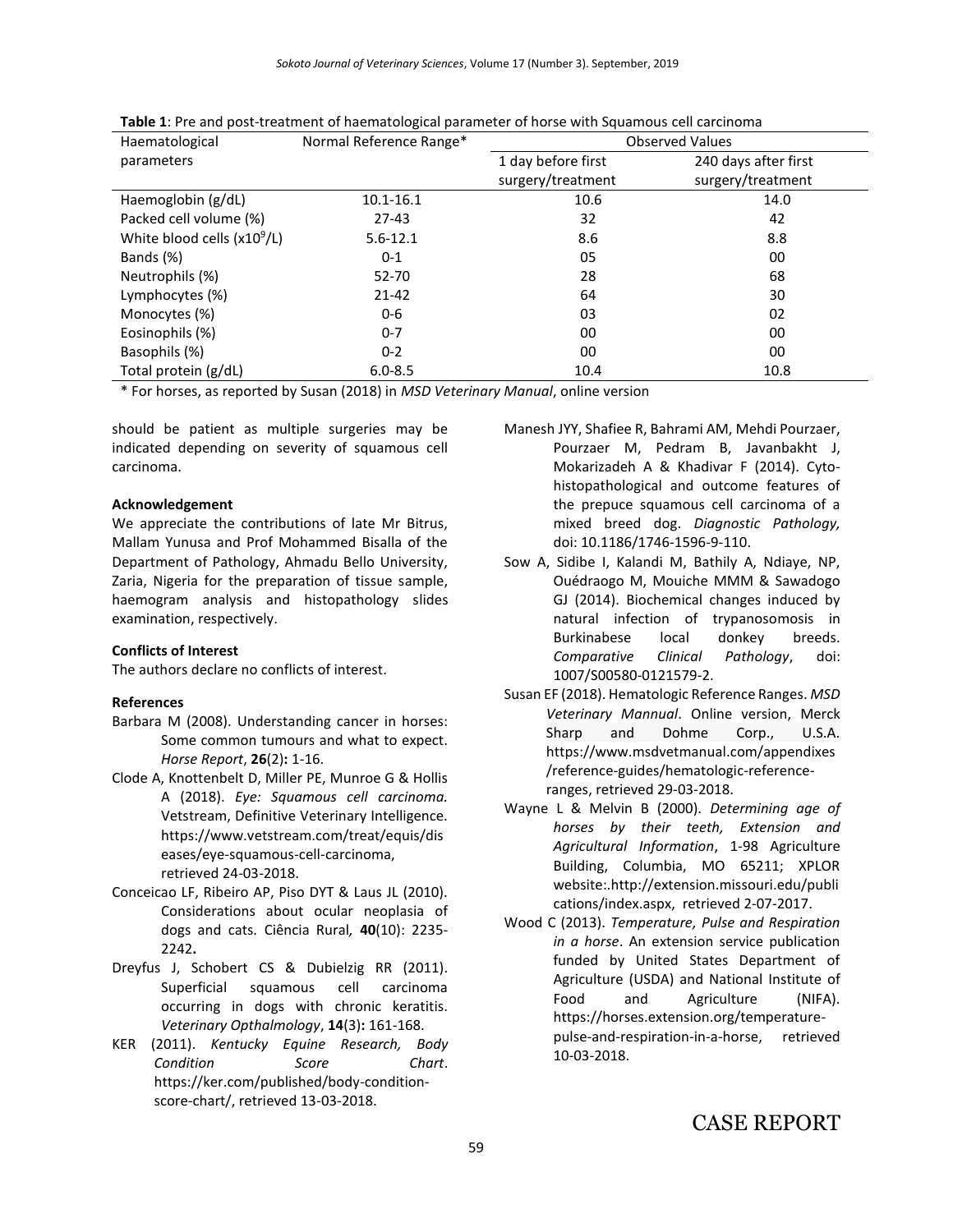**Table 1**: Pre and post-treatment of haematological parameter of horse with Squamous cell carcinoma

| Haematological parameters | Normal Reference Range* | Observed Values | |
|---|---|---|---|
| | | 1 day before first surgery/treatment | 240 days after first surgery/treatment |
| Haemoglobin (g/dL) | 10.1-16.1 | 10.6 | 14.0 |
| Packed cell volume (%) | 27-43 | 32 | 42 |
| White blood cells ($x10^9$/L) | 5.6-12.1 | 8.6 | 8.8 |
| Bands (%) | 0-1 | 05 | 00 |
| Neutrophils (%) | 52-70 | 28 | 68 |
| Lymphocytes (%) | 21-42 | 64 | 30 |
| Monocytes (%) | 0-6 | 03 | 02 |
| Eosinophils (%) | 0-7 | 00 | 00 |
| Basophils (%) | 0-2 | 00 | 00 |
| Total protein (g/dL) | 6.0-8.5 | 10.4 | 10.8 |

\* For horses, as reported by Susan (2018) in *MSD Veterinary Manual*, online version

should be patient as multiple surgeries may be indicated depending on severity of squamous cell carcinoma.

**Acknowledgement**

We appreciate the contributions of late Mr Bitrus, Mallam Yunusa and Prof Mohammed Bisalla of the Department of Pathology, Ahmadu Bello University, Zaria, Nigeria for the preparation of tissue sample, haemogram analysis and histopathology slides examination, respectively.

**Conflicts of Interest**

The authors declare no conflicts of interest.

**References**

Barbara M (2008). Understanding cancer in horses: Some common tumours and what to expect. *Horse Report*, **26**(2)**:** 1-16.

Clode A, Knottenbelt D, Miller PE, Munroe G & Hollis A (2018). *Eye: Squamous cell carcinoma.* Vetstream, Definitive Veterinary Intelligence. https://www.vetstream.com/treat/equis/diseases/eye-squamous-cell-carcinoma, retrieved 24-03-2018.

Conceicao LF, Ribeiro AP, Piso DYT & Laus JL (2010). Considerations about ocular neoplasia of dogs and cats*.* *Ciência Rural,* **40**(10): 2235-2242**.**

Dreyfus J, Schobert CS & Dubielzig RR (2011). Superficial squamous cell carcinoma occurring in dogs with chronic keratitis. *Veterinary Opthalmology*, **14**(3)**:** 161-168.

KER (2011). *Kentucky Equine Research, Body Condition Score Chart*. https://ker.com/published/body-condition-score-chart/, retrieved 13-03-2018.

Manesh JYY, Shafiee R, Bahrami AM, Mehdi Pourzaer, Pourzaer M, Pedram B, Javanbakht J, Mokarizadeh A & Khadivar F (2014). Cyto-histopathological and outcome features of the prepuce squamous cell carcinoma of a mixed breed dog. *Diagnostic Pathology,* doi: 10.1186/1746-1596-9-110.

Sow A, Sidibe I, Kalandi M, Bathily A, Ndiaye, NP, Ouédraogo M, Mouiche MMM & Sawadogo GJ (2014). Biochemical changes induced by natural infection of trypanosomosis in Burkinabese local donkey breeds. *Comparative Clinical Pathology*, doi: 1007/S00580-0121579-2.

Susan EF (2018). Hematologic Reference Ranges. *MSD Veterinary Mannual*. Online version, Merck Sharp and Dohme Corp., U.S.A. https://www.msdvetmanual.com/appendixes/reference-guides/hematologic-reference-ranges, retrieved 29-03-2018.

Wayne L & Melvin B (2000). *Determining age of horses by their teeth, Extension and Agricultural Information*, 1-98 Agriculture Building, Columbia, MO 65211; XPLOR website:.http://extension.missouri.edu/publications/index.aspx, retrieved 2-07-2017.

Wood C (2013). *Temperature, Pulse and Respiration in a horse*. An extension service publication funded by United States Department of Agriculture (USDA) and National Institute of Food and Agriculture (NIFA). https://horses.extension.org/temperature-pulse-and-respiration-in-a-horse, retrieved 10-03-2018.